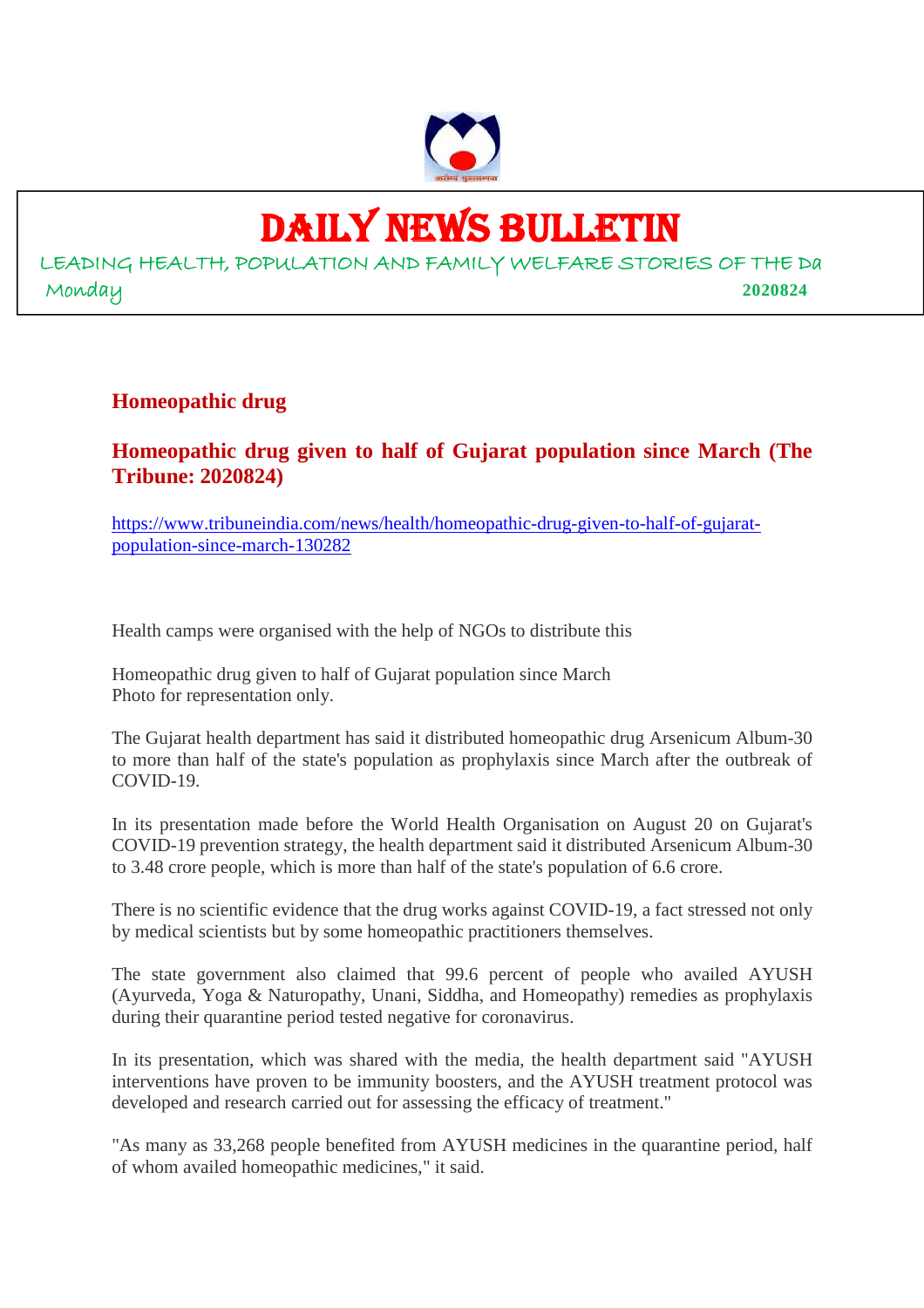# DAILY NEWS BULLETIN

LEADING HEALTH, POPULATION AND FAMILY WELFARE STORIES OF THE Da

Monday 2020824

## Homeopathic drug

## Homeopathic drug given to half of Gujarat population since March (The Tribune: 2020824)

https://www.tribuneindia.com/news/health/homeopathic-drug-given-to-half-of-gujarat-population-since-march-130282

Health camps were organised with the help of NGOs to distribute this

Homeopathic drug given to half of Gujarat population since March
Photo for representation only.

The Gujarat health department has said it distributed homeopathic drug Arsenicum Album-30 to more than half of the state's population as prophylaxis since March after the outbreak of COVID-19.

In its presentation made before the World Health Organisation on August 20 on Gujarat's COVID-19 prevention strategy, the health department said it distributed Arsenicum Album-30 to 3.48 crore people, which is more than half of the state's population of 6.6 crore.

There is no scientific evidence that the drug works against COVID-19, a fact stressed not only by medical scientists but by some homeopathic practitioners themselves.

The state government also claimed that 99.6 percent of people who availed AYUSH (Ayurveda, Yoga & Naturopathy, Unani, Siddha, and Homeopathy) remedies as prophylaxis during their quarantine period tested negative for coronavirus.

In its presentation, which was shared with the media, the health department said "AYUSH interventions have proven to be immunity boosters, and the AYUSH treatment protocol was developed and research carried out for assessing the efficacy of treatment."

"As many as 33,268 people benefited from AYUSH medicines in the quarantine period, half of whom availed homeopathic medicines," it said.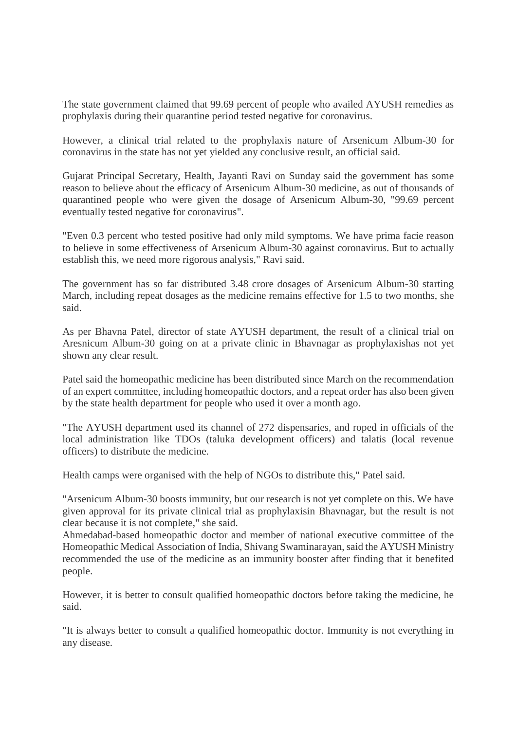The state government claimed that 99.69 percent of people who availed AYUSH remedies as prophylaxis during their quarantine period tested negative for coronavirus.

However, a clinical trial related to the prophylaxis nature of Arsenicum Album-30 for coronavirus in the state has not yet yielded any conclusive result, an official said.

Gujarat Principal Secretary, Health, Jayanti Ravi on Sunday said the government has some reason to believe about the efficacy of Arsenicum Album-30 medicine, as out of thousands of quarantined people who were given the dosage of Arsenicum Album-30, "99.69 percent eventually tested negative for coronavirus".

"Even 0.3 percent who tested positive had only mild symptoms. We have prima facie reason to believe in some effectiveness of Arsenicum Album-30 against coronavirus. But to actually establish this, we need more rigorous analysis," Ravi said.

The government has so far distributed 3.48 crore dosages of Arsenicum Album-30 starting March, including repeat dosages as the medicine remains effective for 1.5 to two months, she said.

As per Bhavna Patel, director of state AYUSH department, the result of a clinical trial on Aresnicum Album-30 going on at a private clinic in Bhavnagar as prophylaxishas not yet shown any clear result.

Patel said the homeopathic medicine has been distributed since March on the recommendation of an expert committee, including homeopathic doctors, and a repeat order has also been given by the state health department for people who used it over a month ago.

"The AYUSH department used its channel of 272 dispensaries, and roped in officials of the local administration like TDOs (taluka development officers) and talatis (local revenue officers) to distribute the medicine.

Health camps were organised with the help of NGOs to distribute this," Patel said.

"Arsenicum Album-30 boosts immunity, but our research is not yet complete on this. We have given approval for its private clinical trial as prophylaxisin Bhavnagar, but the result is not clear because it is not complete," she said.
Ahmedabad-based homeopathic doctor and member of national executive committee of the Homeopathic Medical Association of India, Shivang Swaminarayan, said the AYUSH Ministry recommended the use of the medicine as an immunity booster after finding that it benefited people.

However, it is better to consult qualified homeopathic doctors before taking the medicine, he said.

"It is always better to consult a qualified homeopathic doctor. Immunity is not everything in any disease.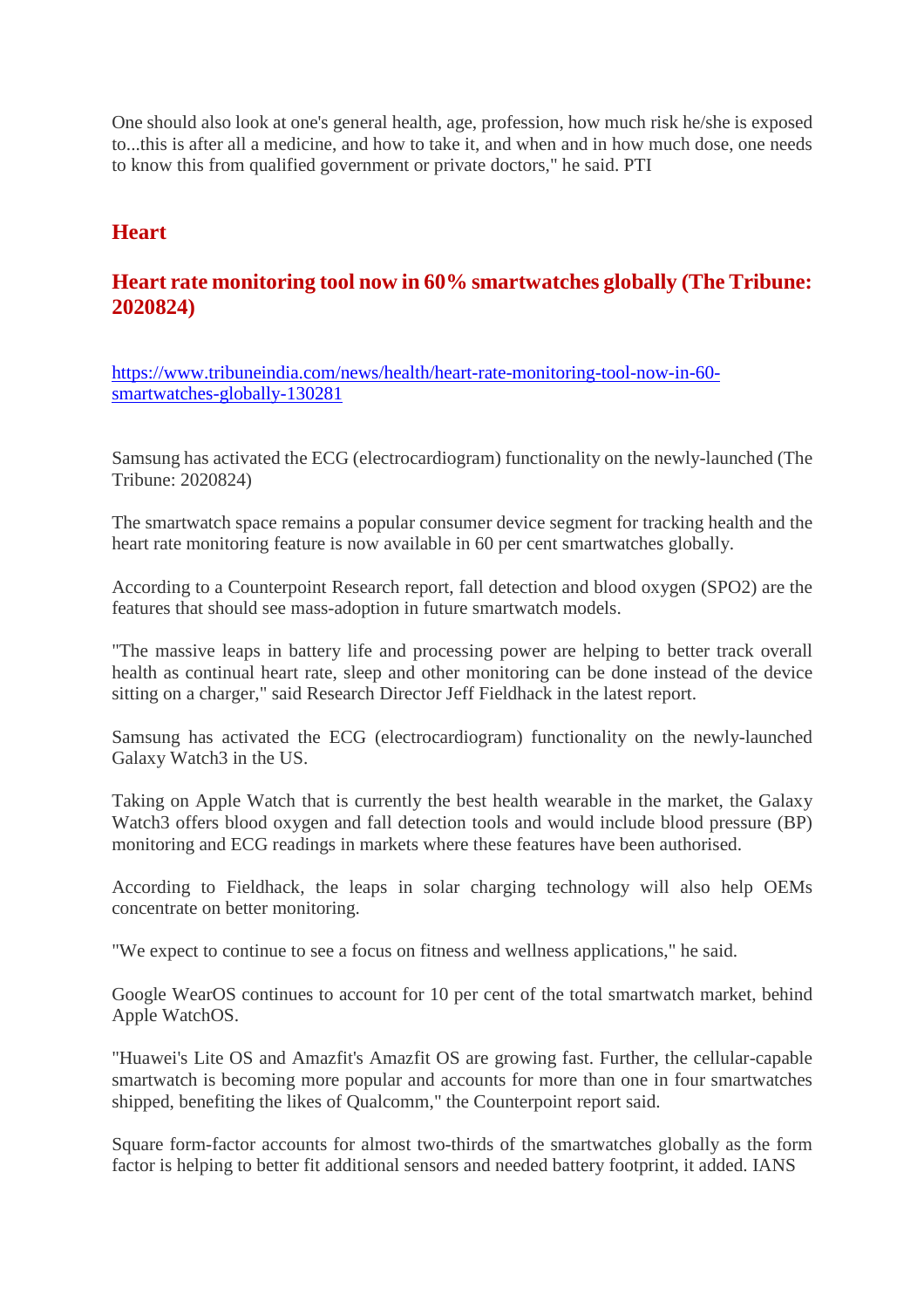One should also look at one's general health, age, profession, how much risk he/she is exposed to...this is after all a medicine, and how to take it, and when and in how much dose, one needs to know this from qualified government or private doctors," he said. PTI

## Heart

## Heart rate monitoring tool now in 60% smartwatches globally (The Tribune: 2020824)

https://www.tribuneindia.com/news/health/heart-rate-monitoring-tool-now-in-60-smartwatches-globally-130281

Samsung has activated the ECG (electrocardiogram) functionality on the newly-launched (The Tribune: 2020824)

The smartwatch space remains a popular consumer device segment for tracking health and the heart rate monitoring feature is now available in 60 per cent smartwatches globally.

According to a Counterpoint Research report, fall detection and blood oxygen (SPO2) are the features that should see mass-adoption in future smartwatch models.

"The massive leaps in battery life and processing power are helping to better track overall health as continual heart rate, sleep and other monitoring can be done instead of the device sitting on a charger," said Research Director Jeff Fieldhack in the latest report.

Samsung has activated the ECG (electrocardiogram) functionality on the newly-launched Galaxy Watch3 in the US.

Taking on Apple Watch that is currently the best health wearable in the market, the Galaxy Watch3 offers blood oxygen and fall detection tools and would include blood pressure (BP) monitoring and ECG readings in markets where these features have been authorised.

According to Fieldhack, the leaps in solar charging technology will also help OEMs concentrate on better monitoring.

"We expect to continue to see a focus on fitness and wellness applications," he said.

Google WearOS continues to account for 10 per cent of the total smartwatch market, behind Apple WatchOS.

"Huawei's Lite OS and Amazfit's Amazfit OS are growing fast. Further, the cellular-capable smartwatch is becoming more popular and accounts for more than one in four smartwatches shipped, benefiting the likes of Qualcomm," the Counterpoint report said.

Square form-factor accounts for almost two-thirds of the smartwatches globally as the form factor is helping to better fit additional sensors and needed battery footprint, it added. IANS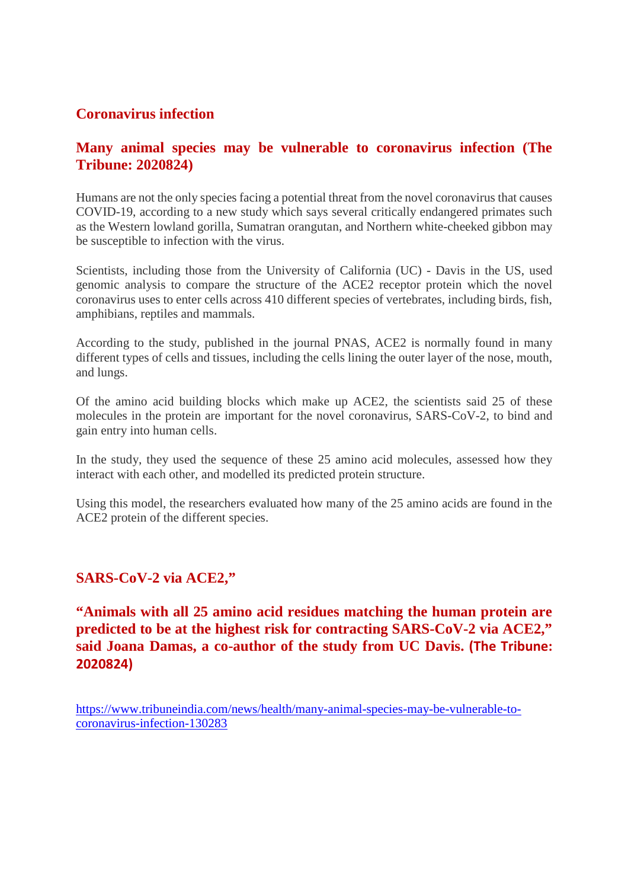## Coronavirus infection

## Many animal species may be vulnerable to coronavirus infection (The Tribune: 2020824)

Humans are not the only species facing a potential threat from the novel coronavirus that causes COVID-19, according to a new study which says several critically endangered primates such as the Western lowland gorilla, Sumatran orangutan, and Northern white-cheeked gibbon may be susceptible to infection with the virus.

Scientists, including those from the University of California (UC) - Davis in the US, used genomic analysis to compare the structure of the ACE2 receptor protein which the novel coronavirus uses to enter cells across 410 different species of vertebrates, including birds, fish, amphibians, reptiles and mammals.

According to the study, published in the journal PNAS, ACE2 is normally found in many different types of cells and tissues, including the cells lining the outer layer of the nose, mouth, and lungs.

Of the amino acid building blocks which make up ACE2, the scientists said 25 of these molecules in the protein are important for the novel coronavirus, SARS-CoV-2, to bind and gain entry into human cells.

In the study, they used the sequence of these 25 amino acid molecules, assessed how they interact with each other, and modelled its predicted protein structure.

Using this model, the researchers evaluated how many of the 25 amino acids are found in the ACE2 protein of the different species.

## SARS-CoV-2 via ACE2,"

**"Animals with all 25 amino acid residues matching the human protein are predicted to be at the highest risk for contracting SARS-CoV-2 via ACE2," said Joana Damas, a co-author of the study from UC Davis. (The Tribune: 2020824)**

https://www.tribuneindia.com/news/health/many-animal-species-may-be-vulnerable-to-coronavirus-infection-130283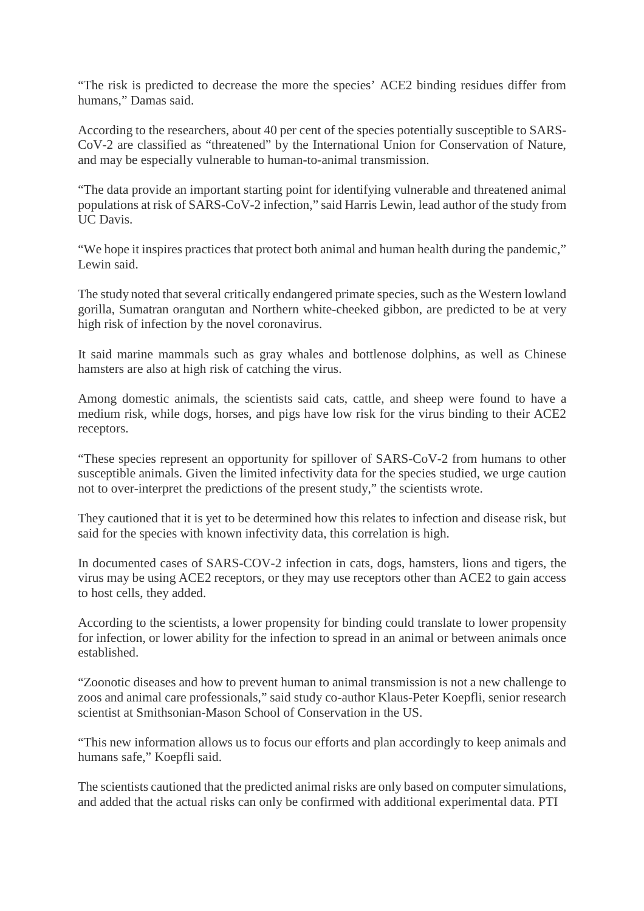“The risk is predicted to decrease the more the species’ ACE2 binding residues differ from humans,” Damas said.

According to the researchers, about 40 per cent of the species potentially susceptible to SARS-CoV-2 are classified as “threatened” by the International Union for Conservation of Nature, and may be especially vulnerable to human-to-animal transmission.

“The data provide an important starting point for identifying vulnerable and threatened animal populations at risk of SARS-CoV-2 infection,” said Harris Lewin, lead author of the study from UC Davis.

“We hope it inspires practices that protect both animal and human health during the pandemic,” Lewin said.

The study noted that several critically endangered primate species, such as the Western lowland gorilla, Sumatran orangutan and Northern white-cheeked gibbon, are predicted to be at very high risk of infection by the novel coronavirus.

It said marine mammals such as gray whales and bottlenose dolphins, as well as Chinese hamsters are also at high risk of catching the virus.

Among domestic animals, the scientists said cats, cattle, and sheep were found to have a medium risk, while dogs, horses, and pigs have low risk for the virus binding to their ACE2 receptors.

“These species represent an opportunity for spillover of SARS-CoV-2 from humans to other susceptible animals. Given the limited infectivity data for the species studied, we urge caution not to over-interpret the predictions of the present study,” the scientists wrote.

They cautioned that it is yet to be determined how this relates to infection and disease risk, but said for the species with known infectivity data, this correlation is high.

In documented cases of SARS-COV-2 infection in cats, dogs, hamsters, lions and tigers, the virus may be using ACE2 receptors, or they may use receptors other than ACE2 to gain access to host cells, they added.

According to the scientists, a lower propensity for binding could translate to lower propensity for infection, or lower ability for the infection to spread in an animal or between animals once established.

“Zoonotic diseases and how to prevent human to animal transmission is not a new challenge to zoos and animal care professionals,” said study co-author Klaus-Peter Koepfli, senior research scientist at Smithsonian-Mason School of Conservation in the US.

“This new information allows us to focus our efforts and plan accordingly to keep animals and humans safe,” Koepfli said.

The scientists cautioned that the predicted animal risks are only based on computer simulations, and added that the actual risks can only be confirmed with additional experimental data. PTI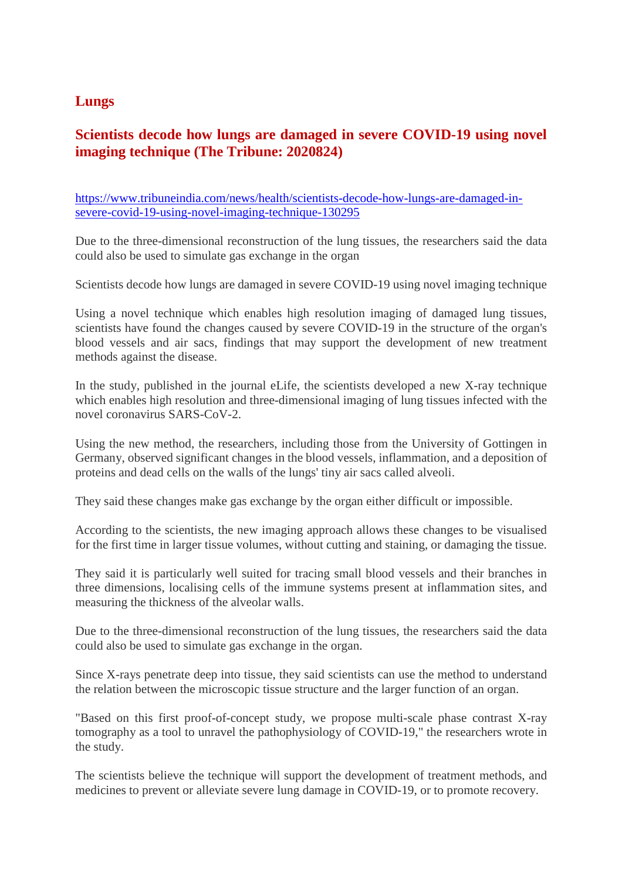## Lungs

## Scientists decode how lungs are damaged in severe COVID-19 using novel imaging technique (The Tribune: 2020824)

https://www.tribuneindia.com/news/health/scientists-decode-how-lungs-are-damaged-in-severe-covid-19-using-novel-imaging-technique-130295

Due to the three-dimensional reconstruction of the lung tissues, the researchers said the data could also be used to simulate gas exchange in the organ

Scientists decode how lungs are damaged in severe COVID-19 using novel imaging technique

Using a novel technique which enables high resolution imaging of damaged lung tissues, scientists have found the changes caused by severe COVID-19 in the structure of the organ's blood vessels and air sacs, findings that may support the development of new treatment methods against the disease.

In the study, published in the journal eLife, the scientists developed a new X-ray technique which enables high resolution and three-dimensional imaging of lung tissues infected with the novel coronavirus SARS-CoV-2.

Using the new method, the researchers, including those from the University of Gottingen in Germany, observed significant changes in the blood vessels, inflammation, and a deposition of proteins and dead cells on the walls of the lungs' tiny air sacs called alveoli.

They said these changes make gas exchange by the organ either difficult or impossible.

According to the scientists, the new imaging approach allows these changes to be visualised for the first time in larger tissue volumes, without cutting and staining, or damaging the tissue.

They said it is particularly well suited for tracing small blood vessels and their branches in three dimensions, localising cells of the immune systems present at inflammation sites, and measuring the thickness of the alveolar walls.

Due to the three-dimensional reconstruction of the lung tissues, the researchers said the data could also be used to simulate gas exchange in the organ.

Since X-rays penetrate deep into tissue, they said scientists can use the method to understand the relation between the microscopic tissue structure and the larger function of an organ.

"Based on this first proof-of-concept study, we propose multi-scale phase contrast X-ray tomography as a tool to unravel the pathophysiology of COVID-19," the researchers wrote in the study.

The scientists believe the technique will support the development of treatment methods, and medicines to prevent or alleviate severe lung damage in COVID-19, or to promote recovery.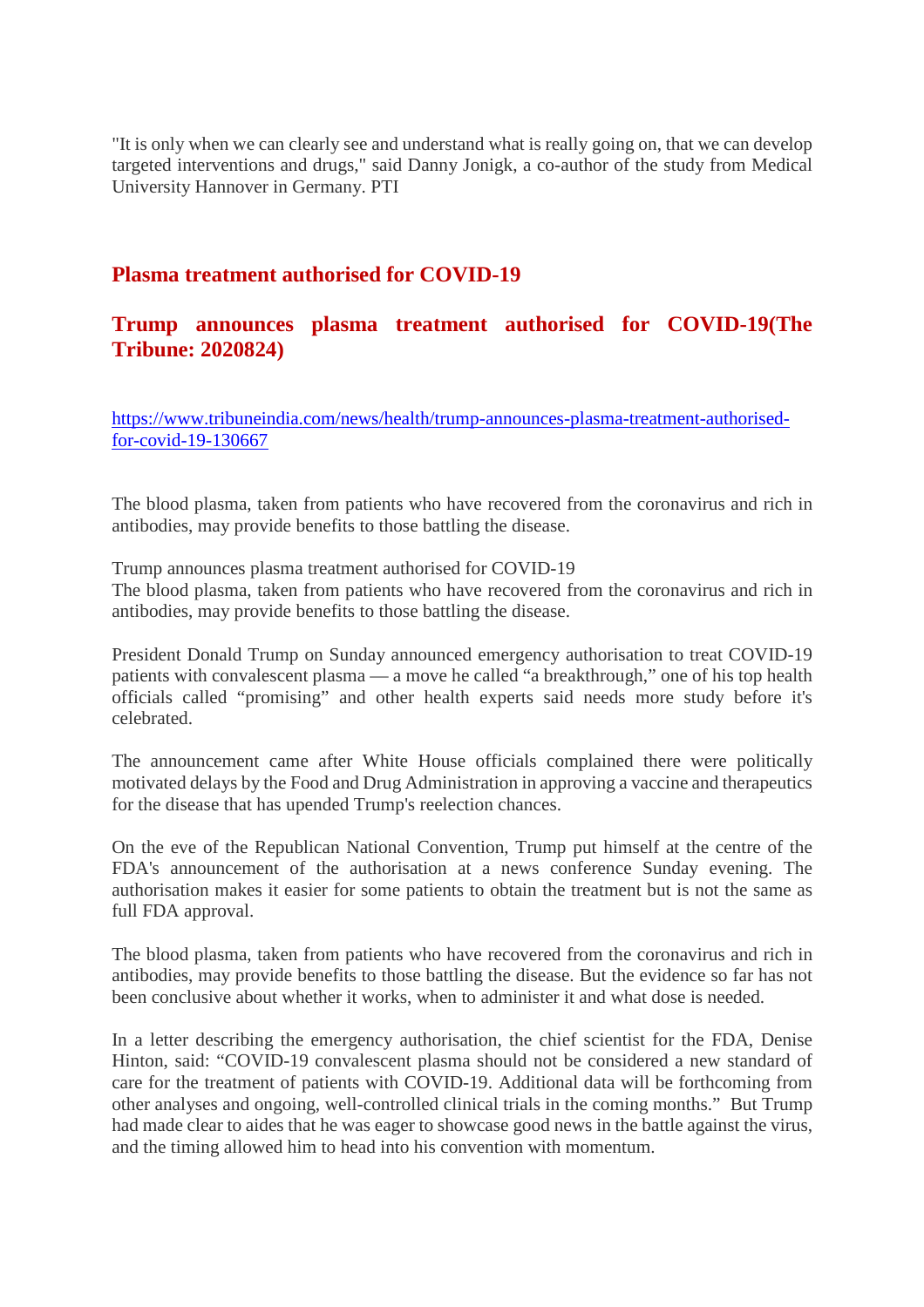"It is only when we can clearly see and understand what is really going on, that we can develop targeted interventions and drugs," said Danny Jonigk, a co-author of the study from Medical University Hannover in Germany. PTI

## Plasma treatment authorised for COVID-19

## Trump announces plasma treatment authorised for COVID-19(The Tribune: 2020824)

https://www.tribuneindia.com/news/health/trump-announces-plasma-treatment-authorised-for-covid-19-130667

The blood plasma, taken from patients who have recovered from the coronavirus and rich in antibodies, may provide benefits to those battling the disease.

Trump announces plasma treatment authorised for COVID-19
The blood plasma, taken from patients who have recovered from the coronavirus and rich in antibodies, may provide benefits to those battling the disease.

President Donald Trump on Sunday announced emergency authorisation to treat COVID-19 patients with convalescent plasma — a move he called "a breakthrough," one of his top health officials called "promising" and other health experts said needs more study before it's celebrated.

The announcement came after White House officials complained there were politically motivated delays by the Food and Drug Administration in approving a vaccine and therapeutics for the disease that has upended Trump's reelection chances.

On the eve of the Republican National Convention, Trump put himself at the centre of the FDA's announcement of the authorisation at a news conference Sunday evening. The authorisation makes it easier for some patients to obtain the treatment but is not the same as full FDA approval.

The blood plasma, taken from patients who have recovered from the coronavirus and rich in antibodies, may provide benefits to those battling the disease. But the evidence so far has not been conclusive about whether it works, when to administer it and what dose is needed.

In a letter describing the emergency authorisation, the chief scientist for the FDA, Denise Hinton, said: "COVID-19 convalescent plasma should not be considered a new standard of care for the treatment of patients with COVID-19. Additional data will be forthcoming from other analyses and ongoing, well-controlled clinical trials in the coming months." But Trump had made clear to aides that he was eager to showcase good news in the battle against the virus, and the timing allowed him to head into his convention with momentum.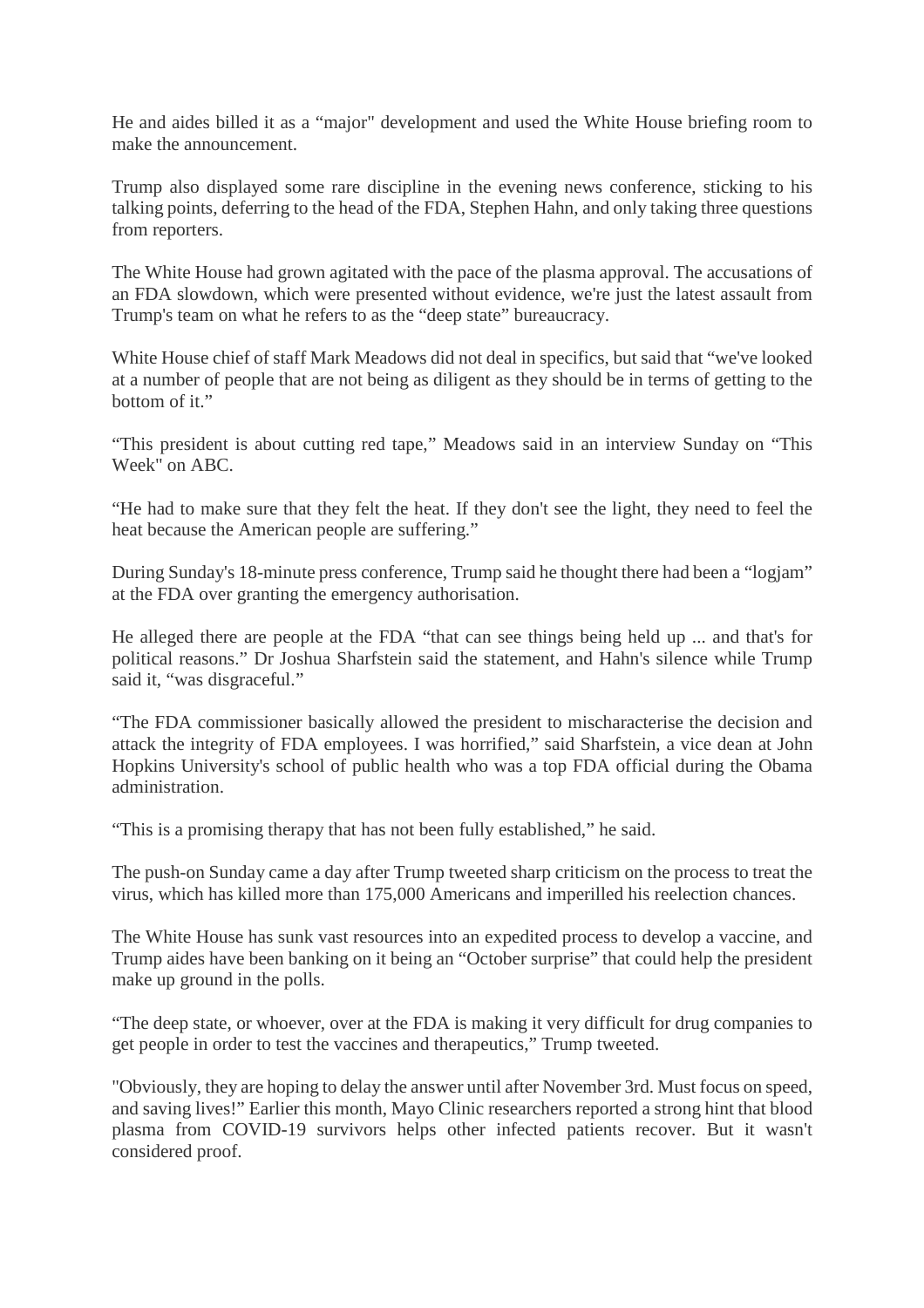He and aides billed it as a “major" development and used the White House briefing room to make the announcement.

Trump also displayed some rare discipline in the evening news conference, sticking to his talking points, deferring to the head of the FDA, Stephen Hahn, and only taking three questions from reporters.

The White House had grown agitated with the pace of the plasma approval. The accusations of an FDA slowdown, which were presented without evidence, we're just the latest assault from Trump's team on what he refers to as the “deep state” bureaucracy.

White House chief of staff Mark Meadows did not deal in specifics, but said that “we've looked at a number of people that are not being as diligent as they should be in terms of getting to the bottom of it.”

“This president is about cutting red tape,” Meadows said in an interview Sunday on “This Week" on ABC.

“He had to make sure that they felt the heat. If they don't see the light, they need to feel the heat because the American people are suffering.”

During Sunday's 18-minute press conference, Trump said he thought there had been a “logjam” at the FDA over granting the emergency authorisation.

He alleged there are people at the FDA “that can see things being held up ... and that's for political reasons.” Dr Joshua Sharfstein said the statement, and Hahn's silence while Trump said it, “was disgraceful.”

“The FDA commissioner basically allowed the president to mischaracterise the decision and attack the integrity of FDA employees. I was horrified,” said Sharfstein, a vice dean at John Hopkins University's school of public health who was a top FDA official during the Obama administration.

“This is a promising therapy that has not been fully established,” he said.

The push-on Sunday came a day after Trump tweeted sharp criticism on the process to treat the virus, which has killed more than 175,000 Americans and imperilled his reelection chances.

The White House has sunk vast resources into an expedited process to develop a vaccine, and Trump aides have been banking on it being an “October surprise” that could help the president make up ground in the polls.

“The deep state, or whoever, over at the FDA is making it very difficult for drug companies to get people in order to test the vaccines and therapeutics,” Trump tweeted.

"Obviously, they are hoping to delay the answer until after November 3rd. Must focus on speed, and saving lives!” Earlier this month, Mayo Clinic researchers reported a strong hint that blood plasma from COVID-19 survivors helps other infected patients recover. But it wasn't considered proof.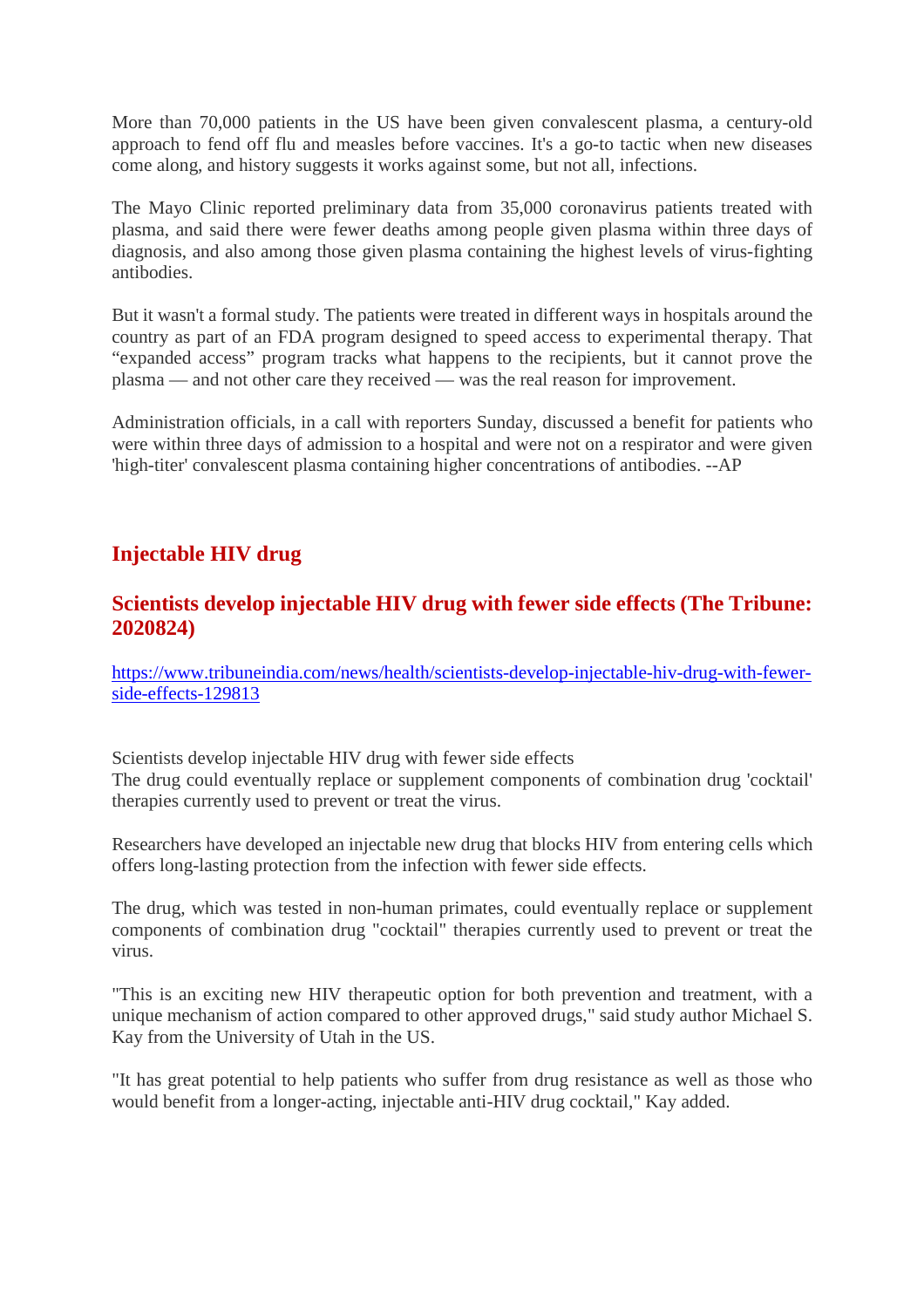More than 70,000 patients in the US have been given convalescent plasma, a century-old approach to fend off flu and measles before vaccines. It's a go-to tactic when new diseases come along, and history suggests it works against some, but not all, infections.

The Mayo Clinic reported preliminary data from 35,000 coronavirus patients treated with plasma, and said there were fewer deaths among people given plasma within three days of diagnosis, and also among those given plasma containing the highest levels of virus-fighting antibodies.

But it wasn't a formal study. The patients were treated in different ways in hospitals around the country as part of an FDA program designed to speed access to experimental therapy. That "expanded access" program tracks what happens to the recipients, but it cannot prove the plasma — and not other care they received — was the real reason for improvement.

Administration officials, in a call with reporters Sunday, discussed a benefit for patients who were within three days of admission to a hospital and were not on a respirator and were given 'high-titer' convalescent plasma containing higher concentrations of antibodies. --AP

## Injectable HIV drug

### Scientists develop injectable HIV drug with fewer side effects (The Tribune: 2020824)

[https://www.tribuneindia.com/news/health/scientists-develop-injectable-hiv-drug-with-fewer-side-effects-129813](https://www.tribuneindia.com/news/health/scientists-develop-injectable-hiv-drug-with-fewer-side-effects-129813)

Scientists develop injectable HIV drug with fewer side effects
The drug could eventually replace or supplement components of combination drug 'cocktail' therapies currently used to prevent or treat the virus.

Researchers have developed an injectable new drug that blocks HIV from entering cells which offers long-lasting protection from the infection with fewer side effects.

The drug, which was tested in non-human primates, could eventually replace or supplement components of combination drug "cocktail" therapies currently used to prevent or treat the virus.

"This is an exciting new HIV therapeutic option for both prevention and treatment, with a unique mechanism of action compared to other approved drugs," said study author Michael S. Kay from the University of Utah in the US.

"It has great potential to help patients who suffer from drug resistance as well as those who would benefit from a longer-acting, injectable anti-HIV drug cocktail," Kay added.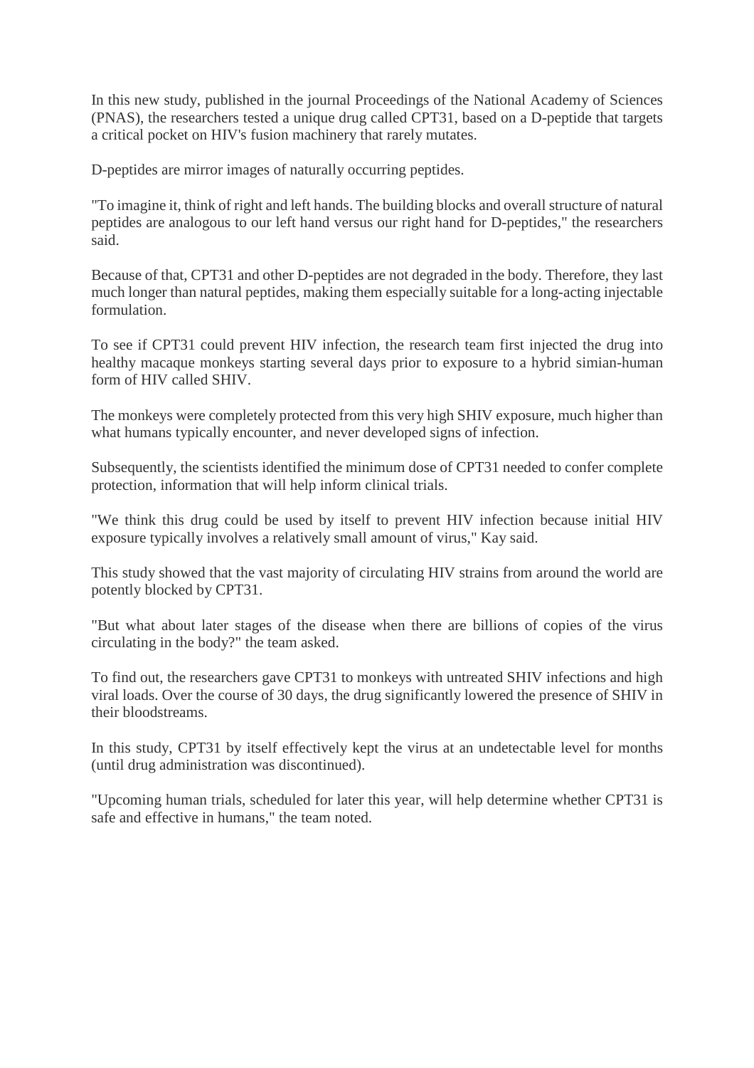In this new study, published in the journal Proceedings of the National Academy of Sciences (PNAS), the researchers tested a unique drug called CPT31, based on a D-peptide that targets a critical pocket on HIV's fusion machinery that rarely mutates.

D-peptides are mirror images of naturally occurring peptides.

"To imagine it, think of right and left hands. The building blocks and overall structure of natural peptides are analogous to our left hand versus our right hand for D-peptides," the researchers said.

Because of that, CPT31 and other D-peptides are not degraded in the body. Therefore, they last much longer than natural peptides, making them especially suitable for a long-acting injectable formulation.

To see if CPT31 could prevent HIV infection, the research team first injected the drug into healthy macaque monkeys starting several days prior to exposure to a hybrid simian-human form of HIV called SHIV.

The monkeys were completely protected from this very high SHIV exposure, much higher than what humans typically encounter, and never developed signs of infection.

Subsequently, the scientists identified the minimum dose of CPT31 needed to confer complete protection, information that will help inform clinical trials.

"We think this drug could be used by itself to prevent HIV infection because initial HIV exposure typically involves a relatively small amount of virus," Kay said.

This study showed that the vast majority of circulating HIV strains from around the world are potently blocked by CPT31.

"But what about later stages of the disease when there are billions of copies of the virus circulating in the body?" the team asked.

To find out, the researchers gave CPT31 to monkeys with untreated SHIV infections and high viral loads. Over the course of 30 days, the drug significantly lowered the presence of SHIV in their bloodstreams.

In this study, CPT31 by itself effectively kept the virus at an undetectable level for months (until drug administration was discontinued).

"Upcoming human trials, scheduled for later this year, will help determine whether CPT31 is safe and effective in humans," the team noted.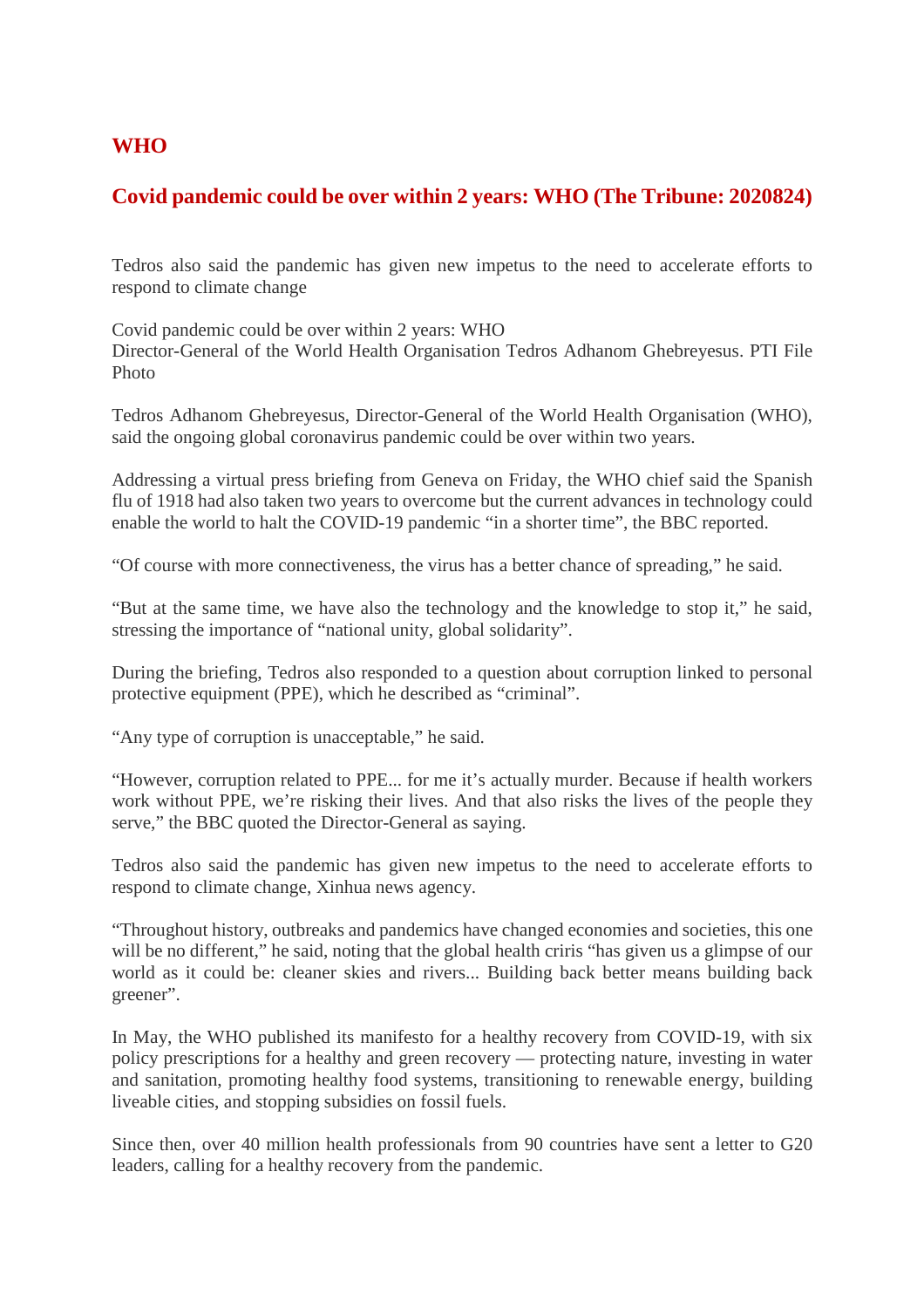## WHO

### Covid pandemic could be over within 2 years: WHO (The Tribune: 2020824)

Tedros also said the pandemic has given new impetus to the need to accelerate efforts to respond to climate change

Covid pandemic could be over within 2 years: WHO
Director-General of the World Health Organisation Tedros Adhanom Ghebreyesus. PTI File Photo

Tedros Adhanom Ghebreyesus, Director-General of the World Health Organisation (WHO), said the ongoing global coronavirus pandemic could be over within two years.

Addressing a virtual press briefing from Geneva on Friday, the WHO chief said the Spanish flu of 1918 had also taken two years to overcome but the current advances in technology could enable the world to halt the COVID-19 pandemic "in a shorter time", the BBC reported.

"Of course with more connectiveness, the virus has a better chance of spreading," he said.

"But at the same time, we have also the technology and the knowledge to stop it," he said, stressing the importance of "national unity, global solidarity".

During the briefing, Tedros also responded to a question about corruption linked to personal protective equipment (PPE), which he described as "criminal".

"Any type of corruption is unacceptable," he said.

"However, corruption related to PPE... for me it's actually murder. Because if health workers work without PPE, we're risking their lives. And that also risks the lives of the people they serve," the BBC quoted the Director-General as saying.

Tedros also said the pandemic has given new impetus to the need to accelerate efforts to respond to climate change, Xinhua news agency.

"Throughout history, outbreaks and pandemics have changed economies and societies, this one will be no different," he said, noting that the global health criris "has given us a glimpse of our world as it could be: cleaner skies and rivers... Building back better means building back greener".

In May, the WHO published its manifesto for a healthy recovery from COVID-19, with six policy prescriptions for a healthy and green recovery — protecting nature, investing in water and sanitation, promoting healthy food systems, transitioning to renewable energy, building liveable cities, and stopping subsidies on fossil fuels.

Since then, over 40 million health professionals from 90 countries have sent a letter to G20 leaders, calling for a healthy recovery from the pandemic.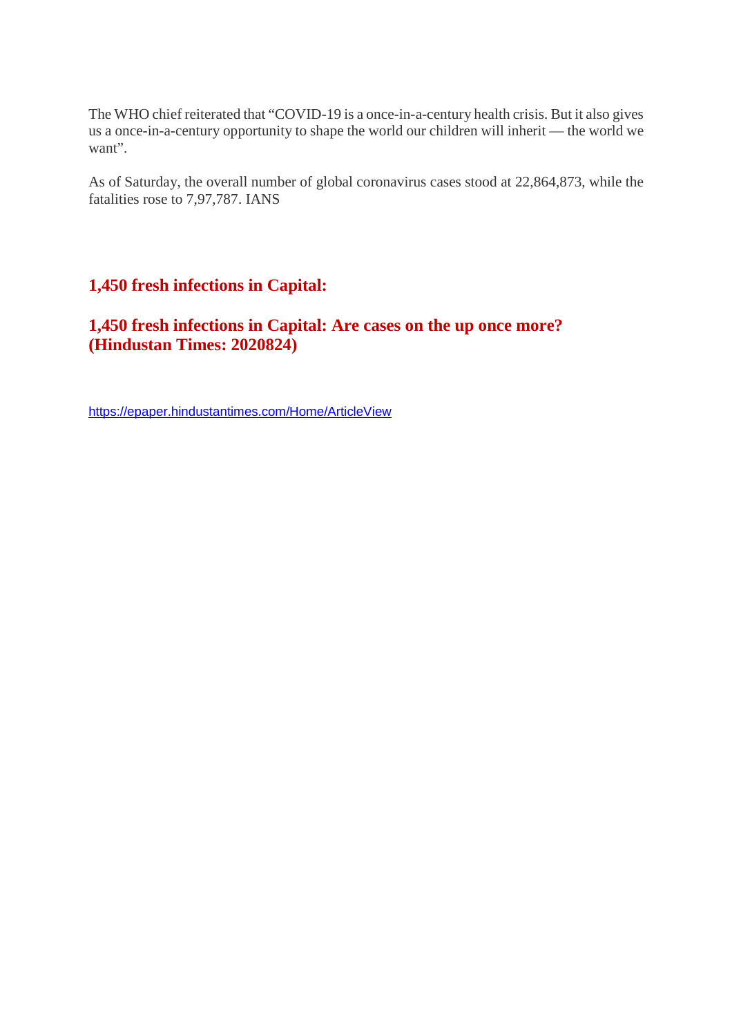The WHO chief reiterated that "COVID-19 is a once-in-a-century health crisis. But it also gives us a once-in-a-century opportunity to shape the world our children will inherit — the world we want".

As of Saturday, the overall number of global coronavirus cases stood at 22,864,873, while the fatalities rose to 7,97,787. IANS

## 1,450 fresh infections in Capital:

## 1,450 fresh infections in Capital: Are cases on the up once more? (Hindustan Times: 2020824)

https://epaper.hindustantimes.com/Home/ArticleView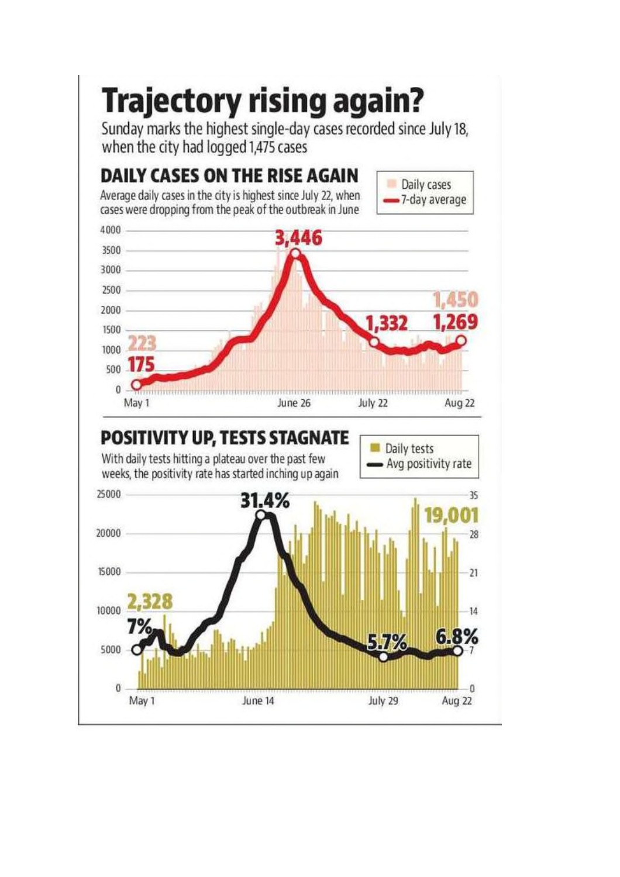# Trajectory rising again?

Sunday marks the highest single-day cases recorded since July 18, when the city had logged 1,475 cases

## DAILY CASES ON THE RISE AGAIN

Average daily cases in the city is highest since July 22, when cases were dropping from the peak of the outbreak in June

Daily cases
7-day average

4000
3500
3000
2500
2000
1500
1000
500
0

3,446
1,450
1,332
1,269
223
175

May 1 June 26 July 22 Aug 22

## POSITIVITY UP, TESTS STAGNATE

With daily tests hitting a plateau over the past few weeks, the positivity rate has started inching up again

Daily tests
Avg positivity rate

25000
20000
15000
10000
5000
0

35
28
21
14
7
0

31.4%
19,001
2,328
7%
5.7%
6.8%

May 1 June 14 July 29 Aug 22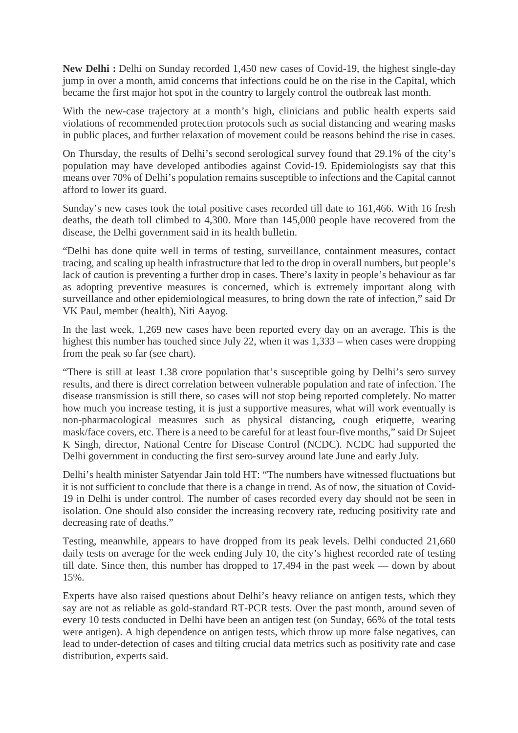**New Delhi :** Delhi on Sunday recorded 1,450 new cases of Covid-19, the highest single-day jump in over a month, amid concerns that infections could be on the rise in the Capital, which became the first major hot spot in the country to largely control the outbreak last month.

With the new-case trajectory at a month's high, clinicians and public health experts said violations of recommended protection protocols such as social distancing and wearing masks in public places, and further relaxation of movement could be reasons behind the rise in cases.

On Thursday, the results of Delhi's second serological survey found that 29.1% of the city's population may have developed antibodies against Covid-19. Epidemiologists say that this means over 70% of Delhi's population remains susceptible to infections and the Capital cannot afford to lower its guard.

Sunday's new cases took the total positive cases recorded till date to 161,466. With 16 fresh deaths, the death toll climbed to 4,300. More than 145,000 people have recovered from the disease, the Delhi government said in its health bulletin.

"Delhi has done quite well in terms of testing, surveillance, containment measures, contact tracing, and scaling up health infrastructure that led to the drop in overall numbers, but people's lack of caution is preventing a further drop in cases. There's laxity in people's behaviour as far as adopting preventive measures is concerned, which is extremely important along with surveillance and other epidemiological measures, to bring down the rate of infection," said Dr VK Paul, member (health), Niti Aayog.

In the last week, 1,269 new cases have been reported every day on an average. This is the highest this number has touched since July 22, when it was 1,333 – when cases were dropping from the peak so far (see chart).

"There is still at least 1.38 crore population that's susceptible going by Delhi's sero survey results, and there is direct correlation between vulnerable population and rate of infection. The disease transmission is still there, so cases will not stop being reported completely. No matter how much you increase testing, it is just a supportive measures, what will work eventually is non-pharmacological measures such as physical distancing, cough etiquette, wearing mask/face covers, etc. There is a need to be careful for at least four-five months," said Dr Sujeet K Singh, director, National Centre for Disease Control (NCDC). NCDC had supported the Delhi government in conducting the first sero-survey around late June and early July.

Delhi's health minister Satyendar Jain told HT: "The numbers have witnessed fluctuations but it is not sufficient to conclude that there is a change in trend. As of now, the situation of Covid-19 in Delhi is under control. The number of cases recorded every day should not be seen in isolation. One should also consider the increasing recovery rate, reducing positivity rate and decreasing rate of deaths."

Testing, meanwhile, appears to have dropped from its peak levels. Delhi conducted 21,660 daily tests on average for the week ending July 10, the city's highest recorded rate of testing till date. Since then, this number has dropped to 17,494 in the past week — down by about 15%.

Experts have also raised questions about Delhi's heavy reliance on antigen tests, which they say are not as reliable as gold-standard RT-PCR tests. Over the past month, around seven of every 10 tests conducted in Delhi have been an antigen test (on Sunday, 66% of the total tests were antigen). A high dependence on antigen tests, which throw up more false negatives, can lead to under-detection of cases and tilting crucial data metrics such as positivity rate and case distribution, experts said.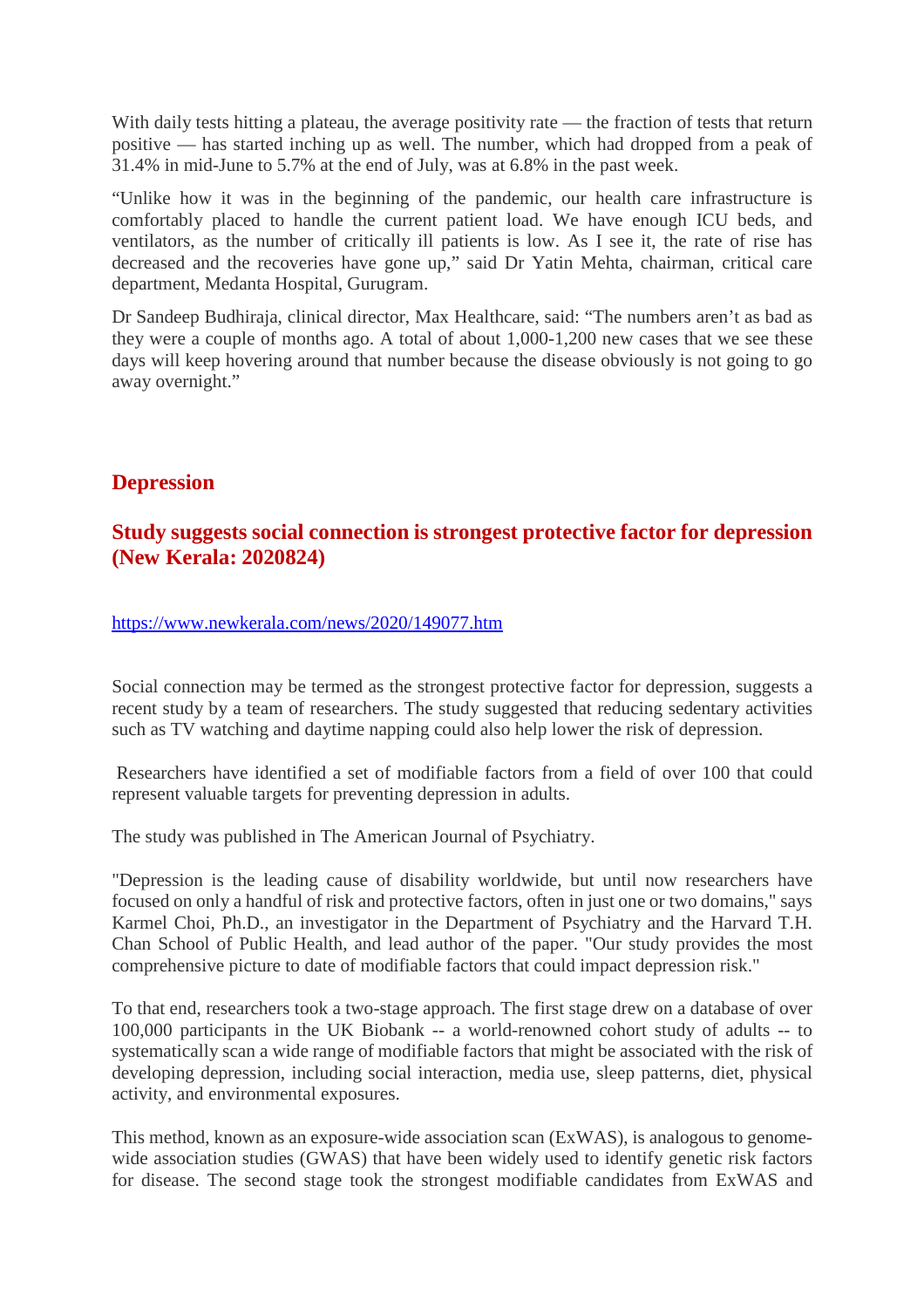With daily tests hitting a plateau, the average positivity rate — the fraction of tests that return positive — has started inching up as well. The number, which had dropped from a peak of 31.4% in mid-June to 5.7% at the end of July, was at 6.8% in the past week.

"Unlike how it was in the beginning of the pandemic, our health care infrastructure is comfortably placed to handle the current patient load. We have enough ICU beds, and ventilators, as the number of critically ill patients is low. As I see it, the rate of rise has decreased and the recoveries have gone up," said Dr Yatin Mehta, chairman, critical care department, Medanta Hospital, Gurugram.

Dr Sandeep Budhiraja, clinical director, Max Healthcare, said: "The numbers aren't as bad as they were a couple of months ago. A total of about 1,000-1,200 new cases that we see these days will keep hovering around that number because the disease obviously is not going to go away overnight."

## Depression

### Study suggests social connection is strongest protective factor for depression (New Kerala: 2020824)

https://www.newkerala.com/news/2020/149077.htm

Social connection may be termed as the strongest protective factor for depression, suggests a recent study by a team of researchers. The study suggested that reducing sedentary activities such as TV watching and daytime napping could also help lower the risk of depression.

Researchers have identified a set of modifiable factors from a field of over 100 that could represent valuable targets for preventing depression in adults.

The study was published in The American Journal of Psychiatry.

"Depression is the leading cause of disability worldwide, but until now researchers have focused on only a handful of risk and protective factors, often in just one or two domains," says Karmel Choi, Ph.D., an investigator in the Department of Psychiatry and the Harvard T.H. Chan School of Public Health, and lead author of the paper. "Our study provides the most comprehensive picture to date of modifiable factors that could impact depression risk."

To that end, researchers took a two-stage approach. The first stage drew on a database of over 100,000 participants in the UK Biobank -- a world-renowned cohort study of adults -- to systematically scan a wide range of modifiable factors that might be associated with the risk of developing depression, including social interaction, media use, sleep patterns, diet, physical activity, and environmental exposures.

This method, known as an exposure-wide association scan (ExWAS), is analogous to genome-wide association studies (GWAS) that have been widely used to identify genetic risk factors for disease. The second stage took the strongest modifiable candidates from ExWAS and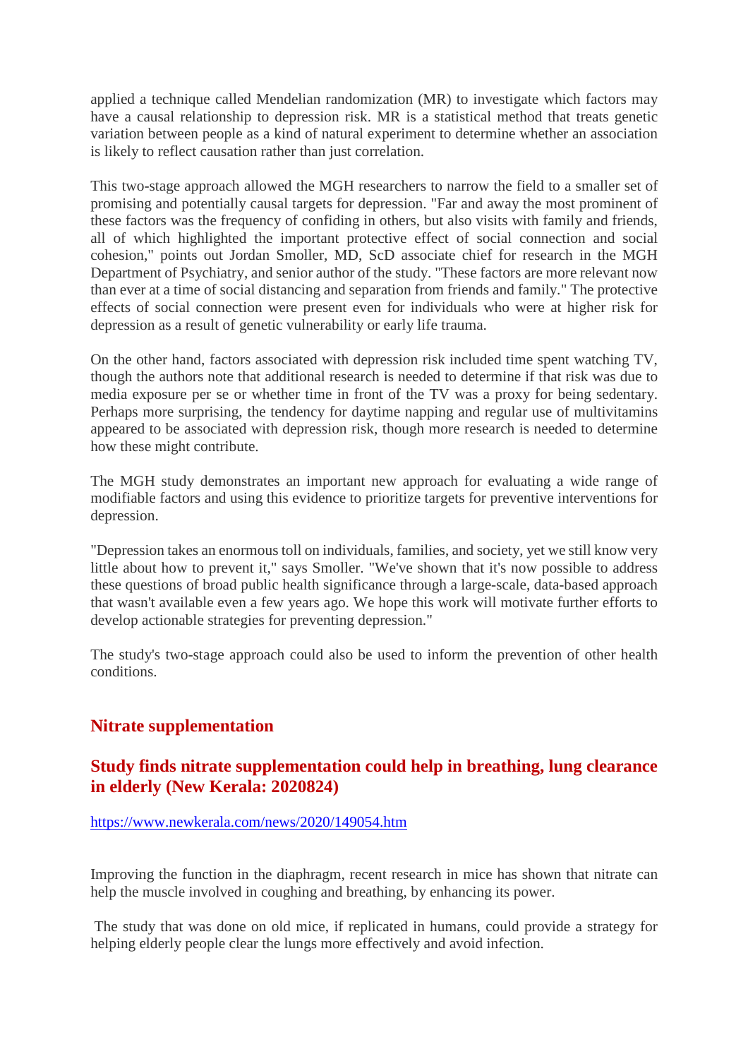applied a technique called Mendelian randomization (MR) to investigate which factors may have a causal relationship to depression risk. MR is a statistical method that treats genetic variation between people as a kind of natural experiment to determine whether an association is likely to reflect causation rather than just correlation.

This two-stage approach allowed the MGH researchers to narrow the field to a smaller set of promising and potentially causal targets for depression. "Far and away the most prominent of these factors was the frequency of confiding in others, but also visits with family and friends, all of which highlighted the important protective effect of social connection and social cohesion," points out Jordan Smoller, MD, ScD associate chief for research in the MGH Department of Psychiatry, and senior author of the study. "These factors are more relevant now than ever at a time of social distancing and separation from friends and family." The protective effects of social connection were present even for individuals who were at higher risk for depression as a result of genetic vulnerability or early life trauma.

On the other hand, factors associated with depression risk included time spent watching TV, though the authors note that additional research is needed to determine if that risk was due to media exposure per se or whether time in front of the TV was a proxy for being sedentary. Perhaps more surprising, the tendency for daytime napping and regular use of multivitamins appeared to be associated with depression risk, though more research is needed to determine how these might contribute.

The MGH study demonstrates an important new approach for evaluating a wide range of modifiable factors and using this evidence to prioritize targets for preventive interventions for depression.

"Depression takes an enormous toll on individuals, families, and society, yet we still know very little about how to prevent it," says Smoller. "We've shown that it's now possible to address these questions of broad public health significance through a large-scale, data-based approach that wasn't available even a few years ago. We hope this work will motivate further efforts to develop actionable strategies for preventing depression."

The study's two-stage approach could also be used to inform the prevention of other health conditions.

## Nitrate supplementation

### Study finds nitrate supplementation could help in breathing, lung clearance in elderly (New Kerala: 2020824)

https://www.newkerala.com/news/2020/149054.htm

Improving the function in the diaphragm, recent research in mice has shown that nitrate can help the muscle involved in coughing and breathing, by enhancing its power.

The study that was done on old mice, if replicated in humans, could provide a strategy for helping elderly people clear the lungs more effectively and avoid infection.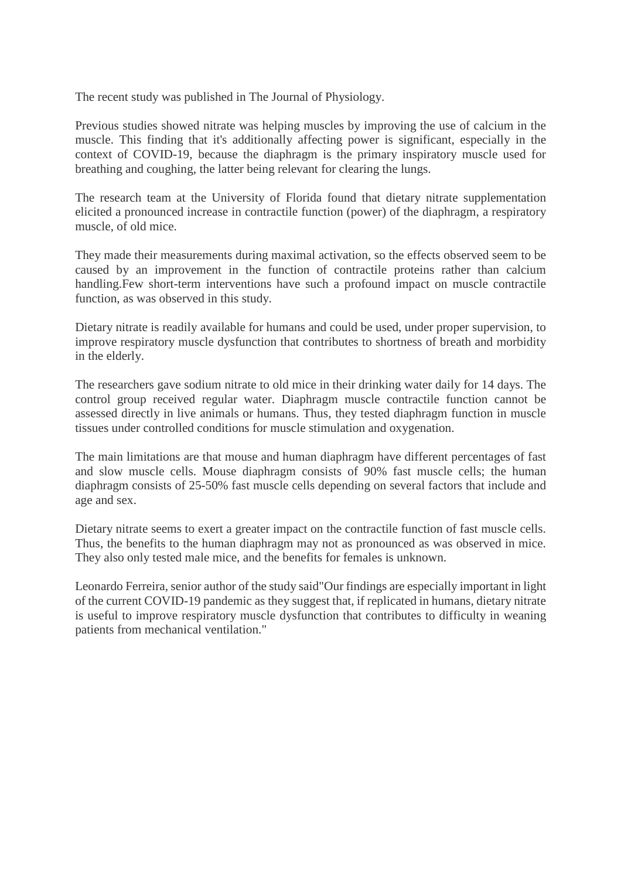The recent study was published in The Journal of Physiology.

Previous studies showed nitrate was helping muscles by improving the use of calcium in the muscle. This finding that it's additionally affecting power is significant, especially in the context of COVID-19, because the diaphragm is the primary inspiratory muscle used for breathing and coughing, the latter being relevant for clearing the lungs.

The research team at the University of Florida found that dietary nitrate supplementation elicited a pronounced increase in contractile function (power) of the diaphragm, a respiratory muscle, of old mice.

They made their measurements during maximal activation, so the effects observed seem to be caused by an improvement in the function of contractile proteins rather than calcium handling.Few short-term interventions have such a profound impact on muscle contractile function, as was observed in this study.

Dietary nitrate is readily available for humans and could be used, under proper supervision, to improve respiratory muscle dysfunction that contributes to shortness of breath and morbidity in the elderly.

The researchers gave sodium nitrate to old mice in their drinking water daily for 14 days. The control group received regular water. Diaphragm muscle contractile function cannot be assessed directly in live animals or humans. Thus, they tested diaphragm function in muscle tissues under controlled conditions for muscle stimulation and oxygenation.

The main limitations are that mouse and human diaphragm have different percentages of fast and slow muscle cells. Mouse diaphragm consists of 90% fast muscle cells; the human diaphragm consists of 25-50% fast muscle cells depending on several factors that include and age and sex.

Dietary nitrate seems to exert a greater impact on the contractile function of fast muscle cells. Thus, the benefits to the human diaphragm may not as pronounced as was observed in mice. They also only tested male mice, and the benefits for females is unknown.

Leonardo Ferreira, senior author of the study said"Our findings are especially important in light of the current COVID-19 pandemic as they suggest that, if replicated in humans, dietary nitrate is useful to improve respiratory muscle dysfunction that contributes to difficulty in weaning patients from mechanical ventilation."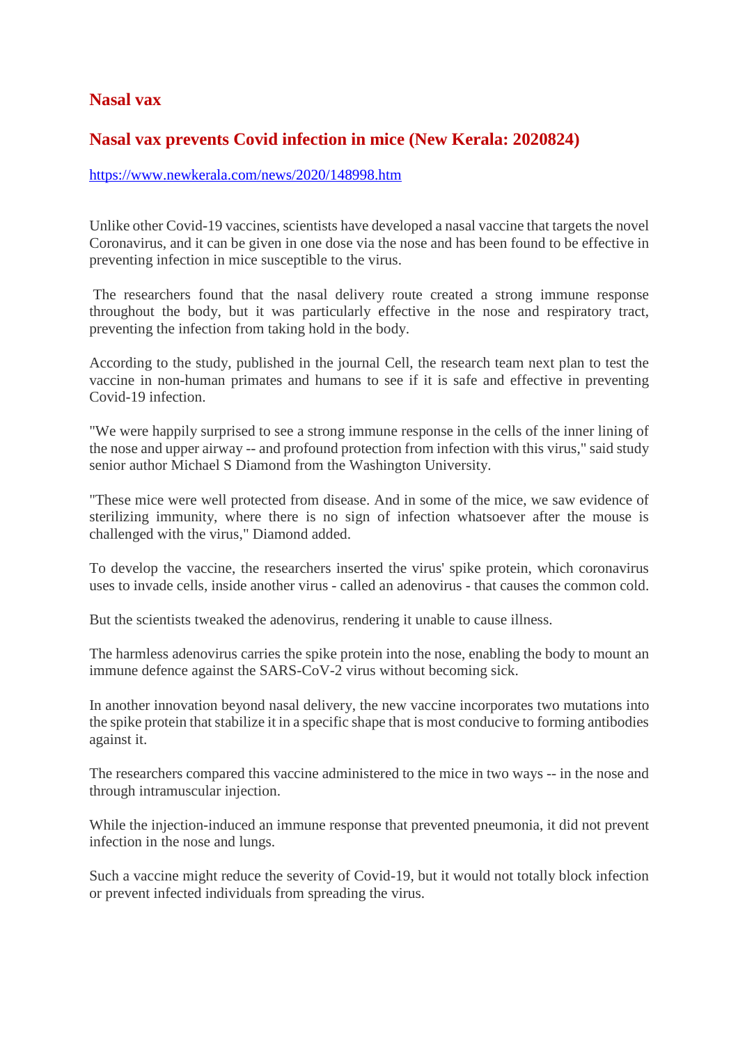## Nasal vax

## Nasal vax prevents Covid infection in mice (New Kerala: 2020824)

https://www.newkerala.com/news/2020/148998.htm

Unlike other Covid-19 vaccines, scientists have developed a nasal vaccine that targets the novel Coronavirus, and it can be given in one dose via the nose and has been found to be effective in preventing infection in mice susceptible to the virus.

The researchers found that the nasal delivery route created a strong immune response throughout the body, but it was particularly effective in the nose and respiratory tract, preventing the infection from taking hold in the body.

According to the study, published in the journal Cell, the research team next plan to test the vaccine in non-human primates and humans to see if it is safe and effective in preventing Covid-19 infection.

"We were happily surprised to see a strong immune response in the cells of the inner lining of the nose and upper airway -- and profound protection from infection with this virus," said study senior author Michael S Diamond from the Washington University.

"These mice were well protected from disease. And in some of the mice, we saw evidence of sterilizing immunity, where there is no sign of infection whatsoever after the mouse is challenged with the virus," Diamond added.

To develop the vaccine, the researchers inserted the virus' spike protein, which coronavirus uses to invade cells, inside another virus - called an adenovirus - that causes the common cold.

But the scientists tweaked the adenovirus, rendering it unable to cause illness.

The harmless adenovirus carries the spike protein into the nose, enabling the body to mount an immune defence against the SARS-CoV-2 virus without becoming sick.

In another innovation beyond nasal delivery, the new vaccine incorporates two mutations into the spike protein that stabilize it in a specific shape that is most conducive to forming antibodies against it.

The researchers compared this vaccine administered to the mice in two ways -- in the nose and through intramuscular injection.

While the injection-induced an immune response that prevented pneumonia, it did not prevent infection in the nose and lungs.

Such a vaccine might reduce the severity of Covid-19, but it would not totally block infection or prevent infected individuals from spreading the virus.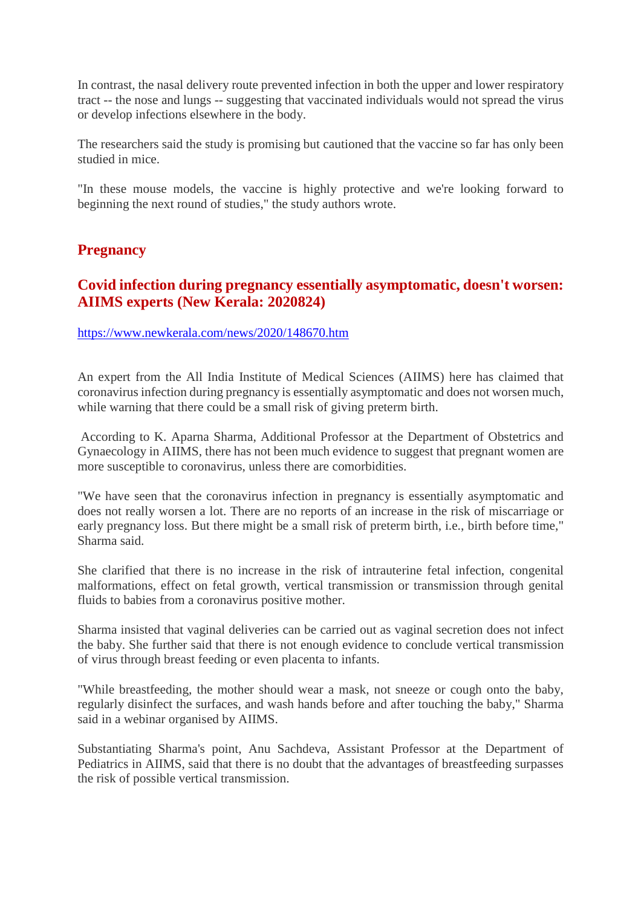In contrast, the nasal delivery route prevented infection in both the upper and lower respiratory tract -- the nose and lungs -- suggesting that vaccinated individuals would not spread the virus or develop infections elsewhere in the body.

The researchers said the study is promising but cautioned that the vaccine so far has only been studied in mice.

"In these mouse models, the vaccine is highly protective and we're looking forward to beginning the next round of studies," the study authors wrote.

## Pregnancy

### Covid infection during pregnancy essentially asymptomatic, doesn't worsen: AIIMS experts (New Kerala: 2020824)

https://www.newkerala.com/news/2020/148670.htm

An expert from the All India Institute of Medical Sciences (AIIMS) here has claimed that coronavirus infection during pregnancy is essentially asymptomatic and does not worsen much, while warning that there could be a small risk of giving preterm birth.

According to K. Aparna Sharma, Additional Professor at the Department of Obstetrics and Gynaecology in AIIMS, there has not been much evidence to suggest that pregnant women are more susceptible to coronavirus, unless there are comorbidities.

"We have seen that the coronavirus infection in pregnancy is essentially asymptomatic and does not really worsen a lot. There are no reports of an increase in the risk of miscarriage or early pregnancy loss. But there might be a small risk of preterm birth, i.e., birth before time," Sharma said.

She clarified that there is no increase in the risk of intrauterine fetal infection, congenital malformations, effect on fetal growth, vertical transmission or transmission through genital fluids to babies from a coronavirus positive mother.

Sharma insisted that vaginal deliveries can be carried out as vaginal secretion does not infect the baby. She further said that there is not enough evidence to conclude vertical transmission of virus through breast feeding or even placenta to infants.

"While breastfeeding, the mother should wear a mask, not sneeze or cough onto the baby, regularly disinfect the surfaces, and wash hands before and after touching the baby," Sharma said in a webinar organised by AIIMS.

Substantiating Sharma's point, Anu Sachdeva, Assistant Professor at the Department of Pediatrics in AIIMS, said that there is no doubt that the advantages of breastfeeding surpasses the risk of possible vertical transmission.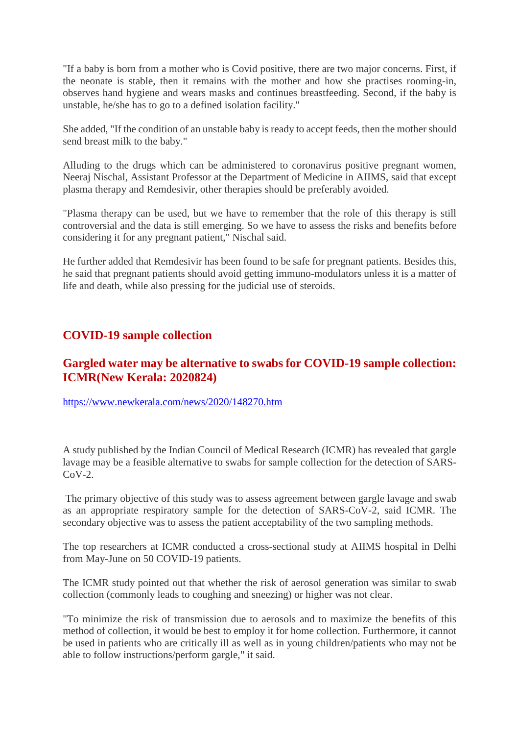"If a baby is born from a mother who is Covid positive, there are two major concerns. First, if the neonate is stable, then it remains with the mother and how she practises rooming-in, observes hand hygiene and wears masks and continues breastfeeding. Second, if the baby is unstable, he/she has to go to a defined isolation facility."

She added, "If the condition of an unstable baby is ready to accept feeds, then the mother should send breast milk to the baby."

Alluding to the drugs which can be administered to coronavirus positive pregnant women, Neeraj Nischal, Assistant Professor at the Department of Medicine in AIIMS, said that except plasma therapy and Remdesivir, other therapies should be preferably avoided.

"Plasma therapy can be used, but we have to remember that the role of this therapy is still controversial and the data is still emerging. So we have to assess the risks and benefits before considering it for any pregnant patient," Nischal said.

He further added that Remdesivir has been found to be safe for pregnant patients. Besides this, he said that pregnant patients should avoid getting immuno-modulators unless it is a matter of life and death, while also pressing for the judicial use of steroids.

## COVID-19 sample collection

## Gargled water may be alternative to swabs for COVID-19 sample collection: ICMR(New Kerala: 2020824)

https://www.newkerala.com/news/2020/148270.htm

A study published by the Indian Council of Medical Research (ICMR) has revealed that gargle lavage may be a feasible alternative to swabs for sample collection for the detection of SARS-CoV-2.

The primary objective of this study was to assess agreement between gargle lavage and swab as an appropriate respiratory sample for the detection of SARS-CoV-2, said ICMR. The secondary objective was to assess the patient acceptability of the two sampling methods.

The top researchers at ICMR conducted a cross-sectional study at AIIMS hospital in Delhi from May-June on 50 COVID-19 patients.

The ICMR study pointed out that whether the risk of aerosol generation was similar to swab collection (commonly leads to coughing and sneezing) or higher was not clear.

"To minimize the risk of transmission due to aerosols and to maximize the benefits of this method of collection, it would be best to employ it for home collection. Furthermore, it cannot be used in patients who are critically ill as well as in young children/patients who may not be able to follow instructions/perform gargle," it said.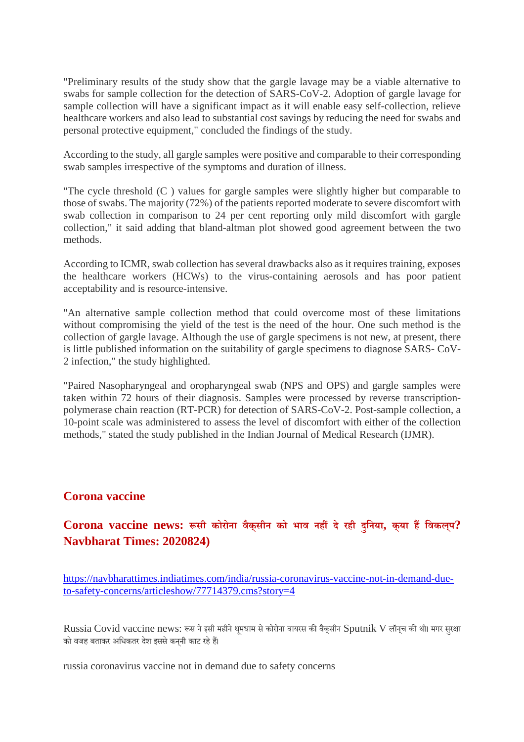"Preliminary results of the study show that the gargle lavage may be a viable alternative to swabs for sample collection for the detection of SARS-CoV-2. Adoption of gargle lavage for sample collection will have a significant impact as it will enable easy self-collection, relieve healthcare workers and also lead to substantial cost savings by reducing the need for swabs and personal protective equipment," concluded the findings of the study.

According to the study, all gargle samples were positive and comparable to their corresponding swab samples irrespective of the symptoms and duration of illness.

"The cycle threshold (C ) values for gargle samples were slightly higher but comparable to those of swabs. The majority (72%) of the patients reported moderate to severe discomfort with swab collection in comparison to 24 per cent reporting only mild discomfort with gargle collection," it said adding that bland-altman plot showed good agreement between the two methods.

According to ICMR, swab collection has several drawbacks also as it requires training, exposes the healthcare workers (HCWs) to the virus-containing aerosols and has poor patient acceptability and is resource-intensive.

"An alternative sample collection method that could overcome most of these limitations without compromising the yield of the test is the need of the hour. One such method is the collection of gargle lavage. Although the use of gargle specimens is not new, at present, there is little published information on the suitability of gargle specimens to diagnose SARS- CoV-2 infection," the study highlighted.

"Paired Nasopharyngeal and oropharyngeal swab (NPS and OPS) and gargle samples were taken within 72 hours of their diagnosis. Samples were processed by reverse transcription-polymerase chain reaction (RT-PCR) for detection of SARS-CoV-2. Post-sample collection, a 10-point scale was administered to assess the level of discomfort with either of the collection methods," stated the study published in the Indian Journal of Medical Research (IJMR).

## Corona vaccine

### Corona vaccine news: रूसी कोरोना वैक्सीन को भाव नहीं दे रही दुनिया, क्या हैं विकल्प? Navbharat Times: 2020824)

https://navbharattimes.indiatimes.com/india/russia-coronavirus-vaccine-not-in-demand-due-to-safety-concerns/articleshow/77714379.cms?story=4

Russia Covid vaccine news: रूस ने इसी महीने धूमधाम से कोरोना वायरस की वैक्सीन Sputnik V लॉन्च की थी। मगर सुरक्षा को वजह बताकर अधिकतर देश इससे कन्नी काट रहे हैं।

russia coronavirus vaccine not in demand due to safety concerns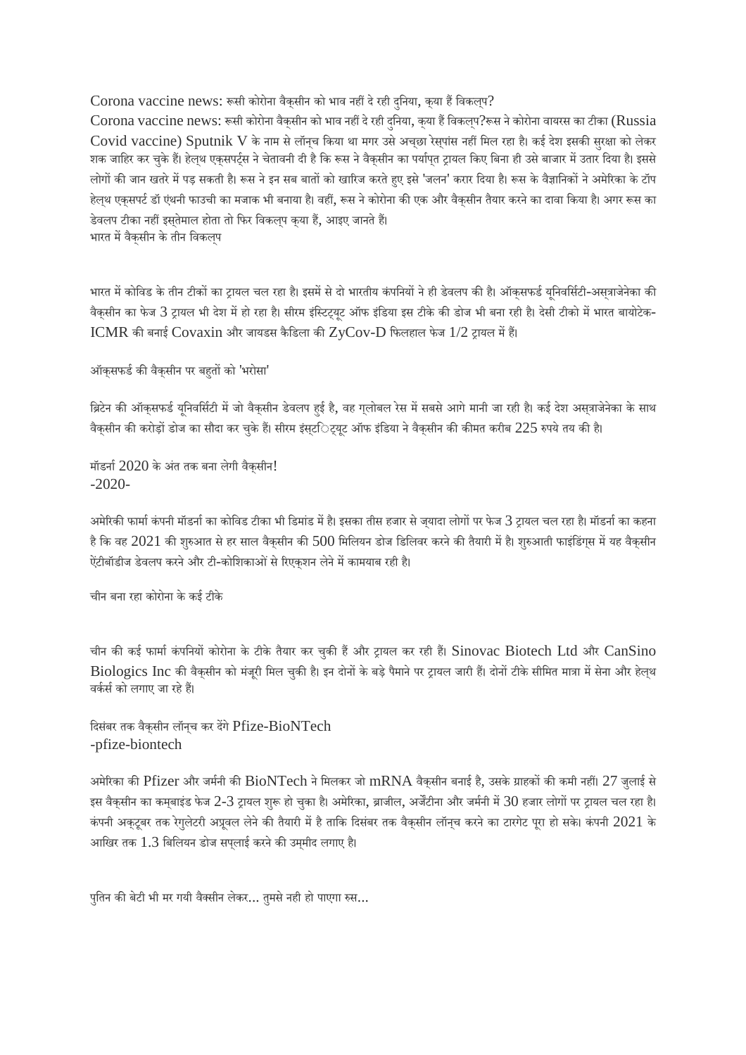Corona vaccine news: रूसी कोरोना वैक्सीन को भाव नहीं दे रही दुनिया, क्या हैं विकल्प?

Corona vaccine news: रूसी कोरोना वैक्सीन को भाव नहीं दे रही दुनिया, क्या हैं विकल्प?रूस ने कोरोना वायरस का टीका (Russia Covid vaccine) Sputnik V के नाम से लॉन्च किया था मगर उसे अच्छा रेस्पांस नहीं मिल रहा है। कई देश इसकी सुरक्षा को लेकर शक जाहिर कर चुके हैं। हेल्थ एक्सपर्ट्स ने चेतावनी दी है कि रूस ने वैक्सीन का पर्याप्त ट्रायल किए बिना ही उसे बाजार में उतार दिया है। इससे लोगों की जान खतरे में पड़ सकती है। रूस ने इन सब बातों को खारिज करते हुए इसे 'जलन' करार दिया है। रूस के वैज्ञानिकों ने अमेरिका के टॉप हेल्थ एक्सपर्ट डॉ एंथनी फाउची का मजाक भी बनाया है। वहीं, रूस ने कोरोना की एक और वैक्सीन तैयार करने का दावा किया है। अगर रूस का डेवलप टीका नहीं इस्तेमाल होता तो फिर विकल्प क्या हैं, आइए जानते हैं।

भारत में वैक्सीन के तीन विकल्प

भारत में कोविड के तीन टीकों का ट्रायल चल रहा है। इसमें से दो भारतीय कंपनियों ने ही डेवलप की है। ऑक्सफर्ड यूनिवर्सिटी-अस्त्राजेनेका की वैक्सीन का फेज 3 ट्रायल भी देश में हो रहा है। सीरम इंस्टिट्यूट ऑफ इंडिया इस टीके की डोज भी बना रही है। देसी टीको में भारत बायोटेक-ICMR की बनाई Covaxin और जायडस कैडिला की ZyCov-D फिलहाल फेज 1/2 ट्रायल में हैं।

ऑक्सफर्ड की वैक्सीन पर बहुतों को 'भरोसा'

ब्रिटेन की ऑक्सफर्ड यूनिवर्सिटी में जो वैक्सीन डेवलप हुई है, वह ग्लोबल रेस में सबसे आगे मानी जा रही है। कई देश अस्त्राजेनेका के साथ वैक्सीन की करोड़ों डोज का सौदा कर चुके हैं। सीरम इंस्टिट्यूट ऑफ इंडिया ने वैक्सीन की कीमत करीब 225 रुपये तय की है।

मॉडर्ना 2020 के अंत तक बना लेगी वैक्सीन!

-2020-

अमेरिकी फार्मा कंपनी मॉडर्ना का कोविड टीका भी डिमांड में है। इसका तीस हजार से ज्यादा लोगों पर फेज 3 ट्रायल चल रहा है। मॉडर्ना का कहना है कि वह 2021 की शुरुआत से हर साल वैक्सीन की 500 मिलियन डोज डिलिवर करने की तैयारी में है। शुरुआती फाइंडिंग्स में यह वैक्सीन ऐंटीबॉडीज डेवलप करने और टी-कोशिकाओं से रिएक्शन लेने में कामयाब रही है।

चीन बना रहा कोरोना के कई टीके

चीन की कई फार्मा कंपनियों कोरोना के टीके तैयार कर चुकी हैं और ट्रायल कर रही हैं। Sinovac Biotech Ltd और CanSino Biologics Inc की वैक्सीन को मंजूरी मिल चुकी है। इन दोनों के बड़े पैमाने पर ट्रायल जारी हैं। दोनों टीके सीमित मात्रा में सेना और हेल्थ वर्कर्स को लगाए जा रहे हैं।

दिसंबर तक वैक्सीन लॉन्च कर देंगे Pfize-BioNTech

-pfize-biontech

अमेरिका की Pfizer और जर्मनी की BioNTech ने मिलकर जो mRNA वैक्सीन बनाई है, उसके ग्राहकों की कमी नहीं। 27 जुलाई से इस वैक्सीन का कम्बाइंड फेज 2-3 ट्रायल शुरू हो चुका है। अमेरिका, ब्राजील, अर्जेंटीना और जर्मनी में 30 हजार लोगों पर ट्रायल चल रहा है। कंपनी अक्टूबर तक रेगुलेटरी अप्रूवल लेने की तैयारी में है ताकि दिसंबर तक वैक्सीन लॉन्च करने का टारगेट पूरा हो सके। कंपनी 2021 के आखिर तक 1.3 बिलियन डोज सप्लाई करने की उम्मीद लगाए है।

पुतिन की बेटी भी मर गयी वैक्सीन लेकर... तुमसे नही हो पाएगा रुस...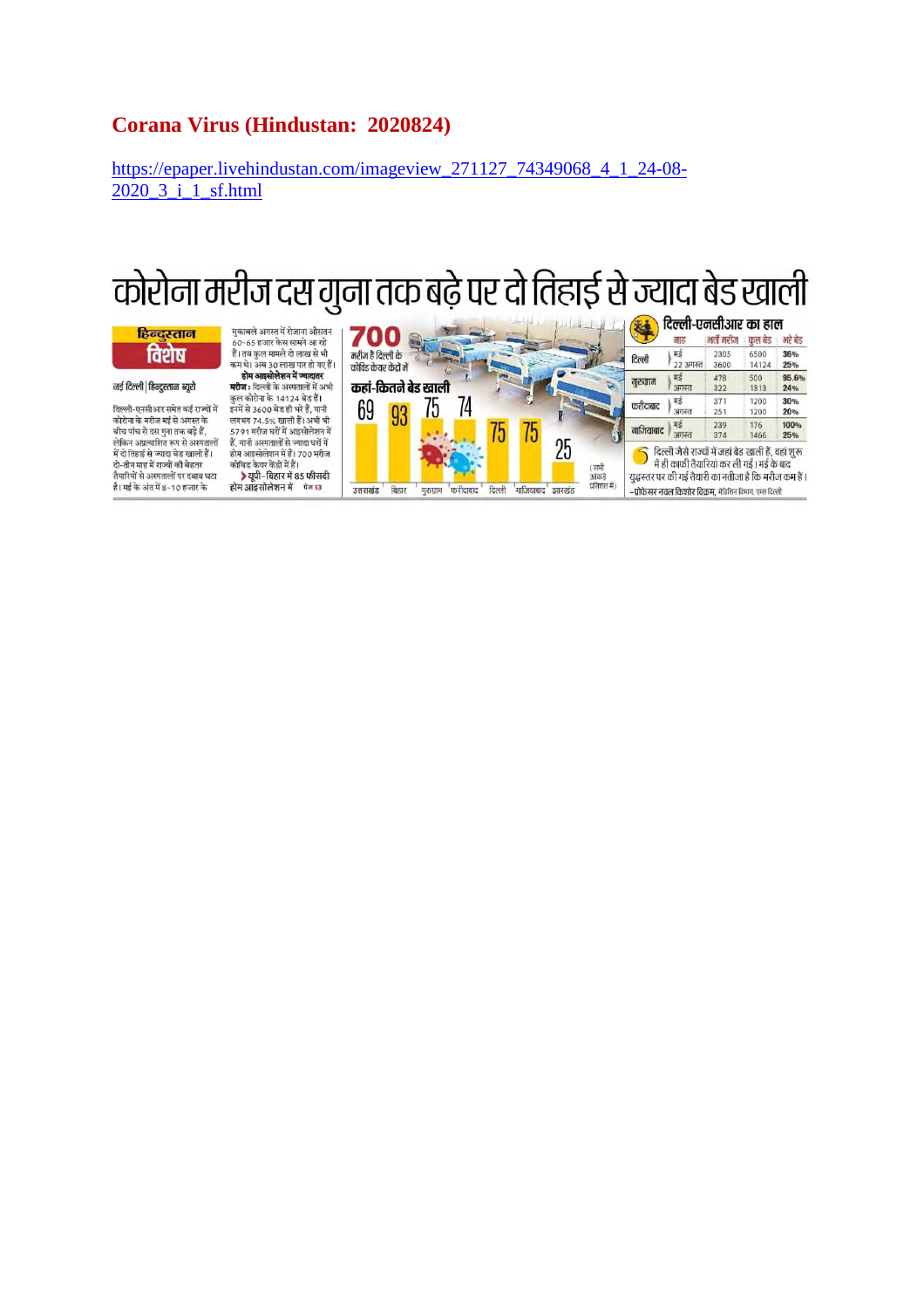## Corana Virus (Hindustan: 2020824)

https://epaper.livehindustan.com/imageview_271127_74349068_4_1_24-08-2020_3_i_1_sf.html

# कोरोना मरीज दस गुना तक बढ़े पर दो तिहाई से ज्यादा बेड खाली

हिन्दुस्तान विशेष

नई दिल्ली | हिन्दुस्तान ब्यूरो

दिल्ली-एनसीआर समेत कई राज्यों में कोरोना के मरीज मई से अगस्त के बीच पांच से दस गुना तक बढ़े हैं, लेकिन अप्रत्याशित रूप से अस्पतालों में दो तिहाई से ज्यादा बेड खाली हैं। दो-तीन माह में राज्यों की बेहतर तैयारियों से अस्पतालों पर दबाव घटा है। मई के अंत में 8-10 हजार के मुकाबले अगस्त में रोजाना औसतन 60-65 हजार केस सामने आ रहे हैं। तब कुल मामले दो लाख से भी कम थे। अब 30 लाख पार हो गए हैं।

**होम आइसोलेशन में ज्यादातर मरीज :** दिल्ली के अस्पतालों में अभी कुल कोरोना के 14124 बेड हैं। इनमें से 3600 बेड ही भरे हैं, यानी लगभग 74.5% खाली हैं। अभी भी 5791 मरीज घरों में आइसोलेशन में हैं, यानी अस्पतालों से ज्यादा घरों में होम आइसोलेशन में हैं। 700 मरीज कोविड केयर केंद्रों में हैं।

**यूपी-बिहार में 85 फीसदी होम आइसोलेशन में** पेज 13

**700** मरीज हैं दिल्ली के कोविड केयर केंद्रों में

### कहां-कितने बेड खाली

69 उत्तराखंड
93 बिहार
75 गुरुग्राम
74 फरीदाबाद
75 दिल्ली
75 गाजियाबाद
25 झारखंड

(सभी आंकड़े प्रतिशत में)

### दिल्ली-एनसीआर का हाल

| | माह | भर्ती मरीज | कुल बेड | भरे बेड |
|---|---|---|---|---|
| दिल्ली | मई | 2305 | 6500 | 36% |
| | 22 अगस्त | 3600 | 14124 | 25% |
| गुरुग्राम | मई | 478 | 500 | 95.6% |
| | अगस्त | 322 | 1313 | 24% |
| फरीदाबाद | मई | 371 | 1200 | 30% |
| | अगस्त | 251 | 1200 | 20% |
| गाजियाबाद | मई | 239 | 176 | 100% |
| | अगस्त | 374 | 1466 | 25% |

दिल्ली जैसे राज्यों में जहां बेड खाली हैं, वहां शुरू में ही काफी तैयारियां कर ली गईं। मई के बाद युद्धस्तर पर की गई तैयारी का नतीजा है कि मरीज कम हैं।

-प्रोफेसर नवल किशोर विक्रम, मेडिसिन विभाग, एम्स दिल्ली